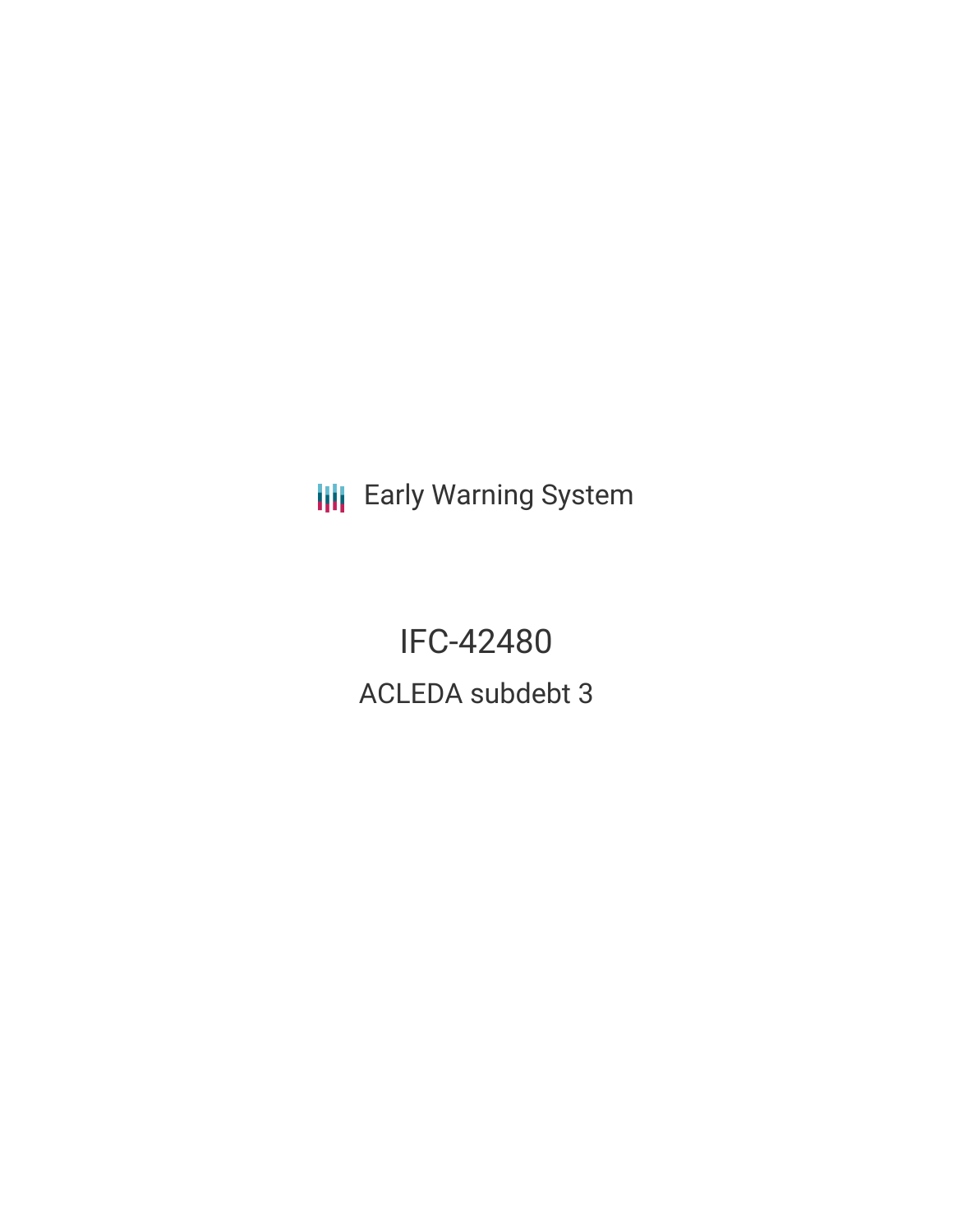Early Warning System

# IFC-42480

## ACLEDA subdebt 3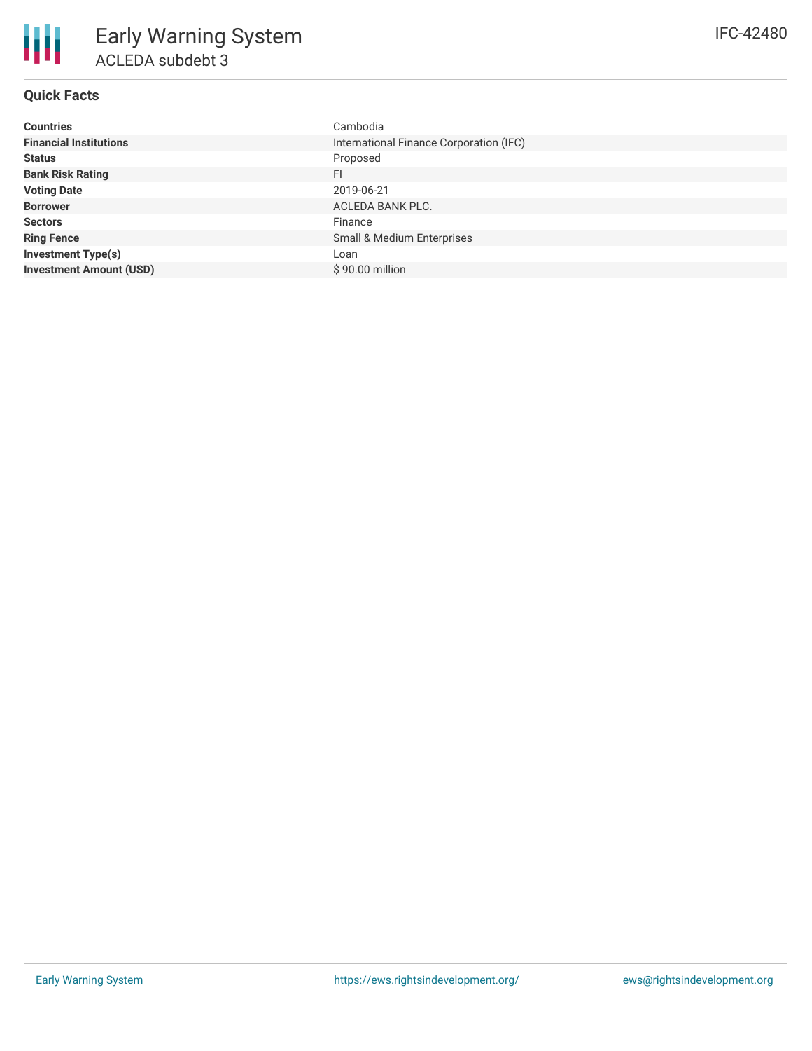# Early Warning System

## ACLEDA subdebt 3

IFC-42480

### Quick Facts

| | |
|---|---|
| **Countries** | Cambodia |
| **Financial Institutions** | International Finance Corporation (IFC) |
| **Status** | Proposed |
| **Bank Risk Rating** | FI |
| **Voting Date** | 2019-06-21 |
| **Borrower** | ACLEDA BANK PLC. |
| **Sectors** | Finance |
| **Ring Fence** | Small & Medium Enterprises |
| **Investment Type(s)** | Loan |
| **Investment Amount (USD)** | $ 90.00 million |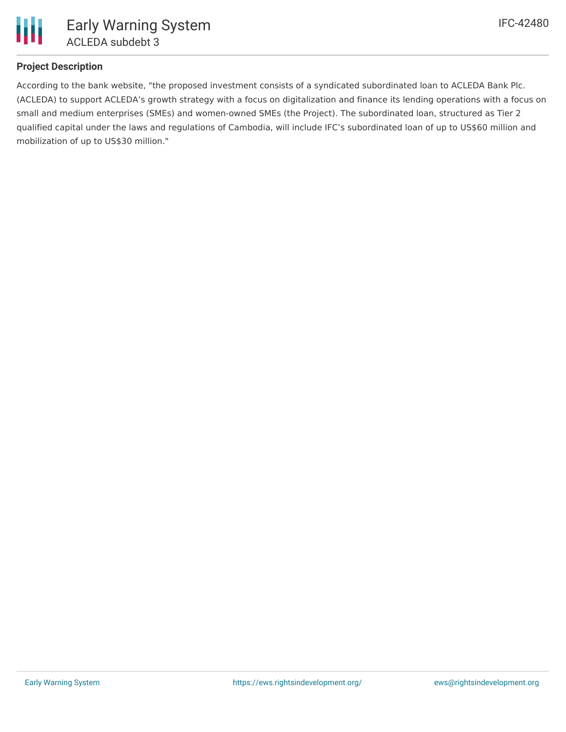## Project Description

According to the bank website, "the proposed investment consists of a syndicated subordinated loan to ACLEDA Bank Plc. (ACLEDA) to support ACLEDA's growth strategy with a focus on digitalization and finance its lending operations with a focus on small and medium enterprises (SMEs) and women-owned SMEs (the Project). The subordinated loan, structured as Tier 2 qualified capital under the laws and regulations of Cambodia, will include IFC's subordinated loan of up to US$60 million and mobilization of up to US$30 million."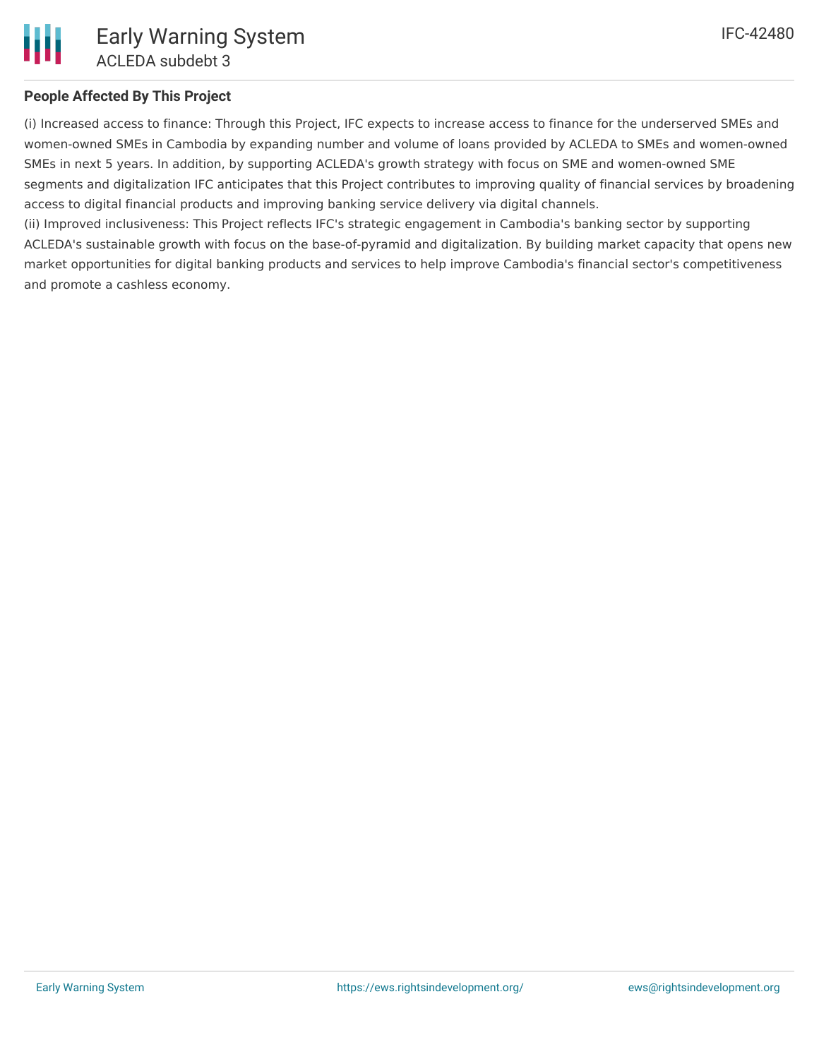**People Affected By This Project**

(i) Increased access to finance: Through this Project, IFC expects to increase access to finance for the underserved SMEs and women-owned SMEs in Cambodia by expanding number and volume of loans provided by ACLEDA to SMEs and women-owned SMEs in next 5 years. In addition, by supporting ACLEDA's growth strategy with focus on SME and women-owned SME segments and digitalization IFC anticipates that this Project contributes to improving quality of financial services by broadening access to digital financial products and improving banking service delivery via digital channels.
(ii) Improved inclusiveness: This Project reflects IFC's strategic engagement in Cambodia's banking sector by supporting ACLEDA's sustainable growth with focus on the base-of-pyramid and digitalization. By building market capacity that opens new market opportunities for digital banking products and services to help improve Cambodia's financial sector's competitiveness and promote a cashless economy.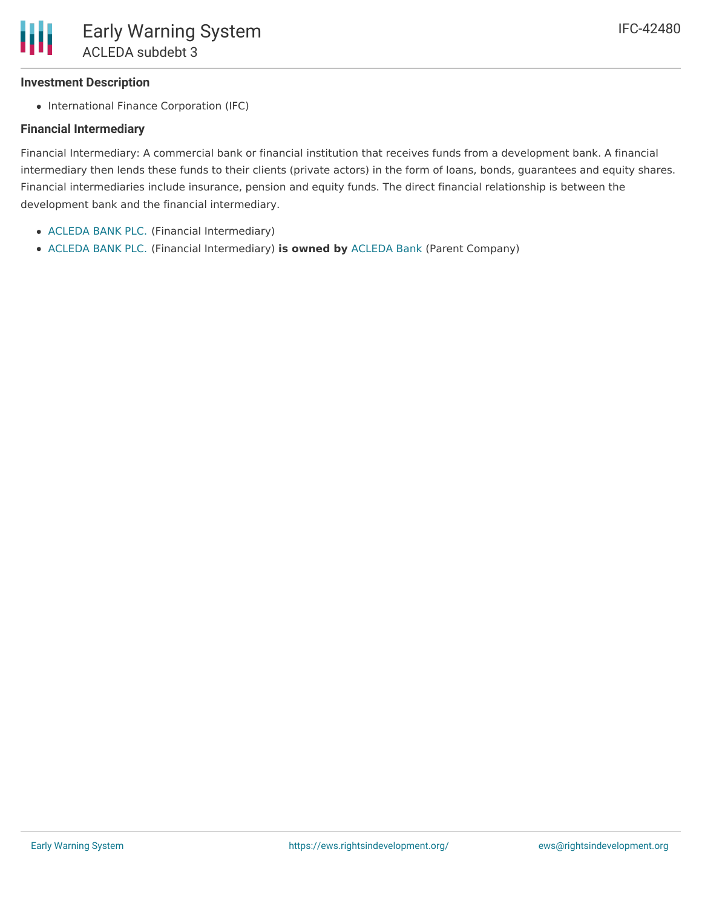### Investment Description

- International Finance Corporation (IFC)

### Financial Intermediary

Financial Intermediary: A commercial bank or financial institution that receives funds from a development bank. A financial intermediary then lends these funds to their clients (private actors) in the form of loans, bonds, guarantees and equity shares. Financial intermediaries include insurance, pension and equity funds. The direct financial relationship is between the development bank and the financial intermediary.

- ACLEDA BANK PLC. (Financial Intermediary)
- ACLEDA BANK PLC. (Financial Intermediary) **is owned by** ACLEDA Bank (Parent Company)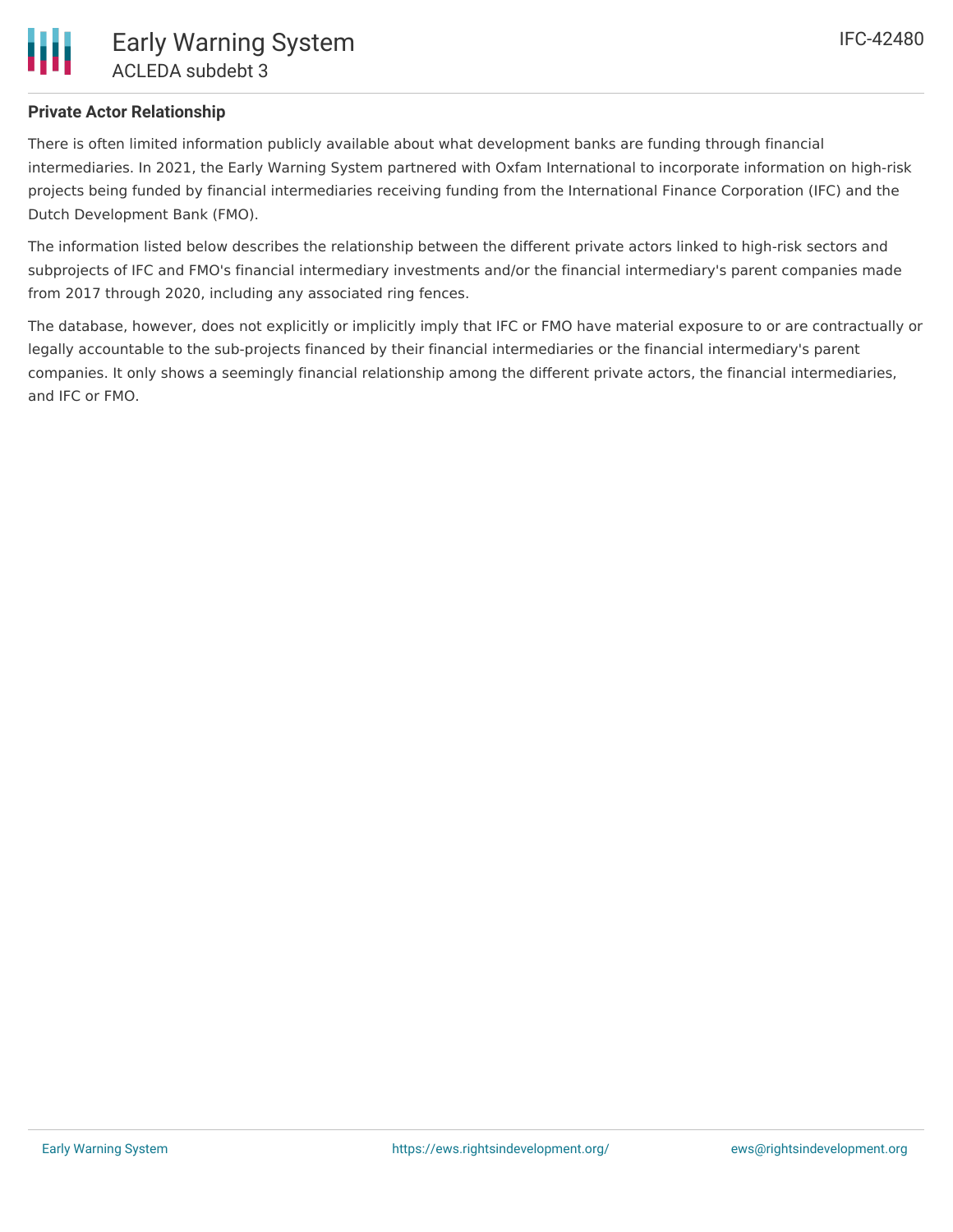**Private Actor Relationship**

There is often limited information publicly available about what development banks are funding through financial intermediaries. In 2021, the Early Warning System partnered with Oxfam International to incorporate information on high-risk projects being funded by financial intermediaries receiving funding from the International Finance Corporation (IFC) and the Dutch Development Bank (FMO).

The information listed below describes the relationship between the different private actors linked to high-risk sectors and subprojects of IFC and FMO's financial intermediary investments and/or the financial intermediary's parent companies made from 2017 through 2020, including any associated ring fences.

The database, however, does not explicitly or implicitly imply that IFC or FMO have material exposure to or are contractually or legally accountable to the sub-projects financed by their financial intermediaries or the financial intermediary's parent companies. It only shows a seemingly financial relationship among the different private actors, the financial intermediaries, and IFC or FMO.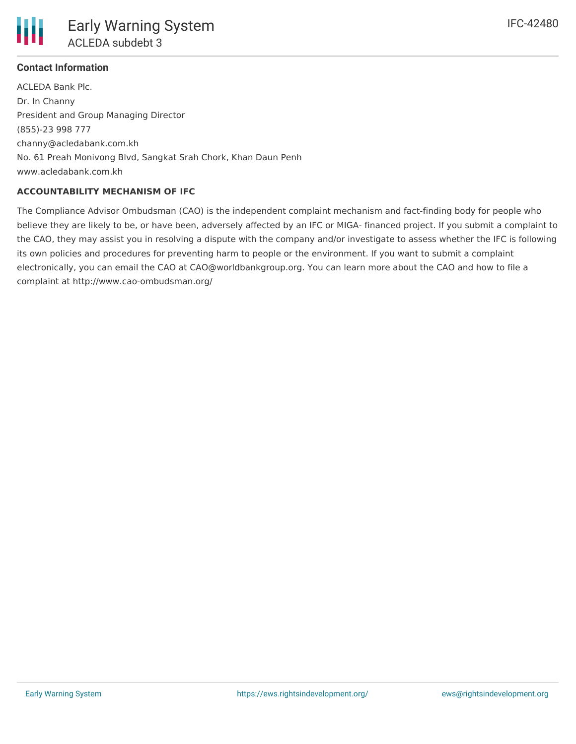**Contact Information**

ACLEDA Bank Plc.
Dr. In Channy
President and Group Managing Director
(855)-23 998 777
channy@acledabank.com.kh
No. 61 Preah Monivong Blvd, Sangkat Srah Chork, Khan Daun Penh
www.acledabank.com.kh

**ACCOUNTABILITY MECHANISM OF IFC**

The Compliance Advisor Ombudsman (CAO) is the independent complaint mechanism and fact-finding body for people who believe they are likely to be, or have been, adversely affected by an IFC or MIGA- financed project. If you submit a complaint to the CAO, they may assist you in resolving a dispute with the company and/or investigate to assess whether the IFC is following its own policies and procedures for preventing harm to people or the environment. If you want to submit a complaint electronically, you can email the CAO at CAO@worldbankgroup.org. You can learn more about the CAO and how to file a complaint at http://www.cao-ombudsman.org/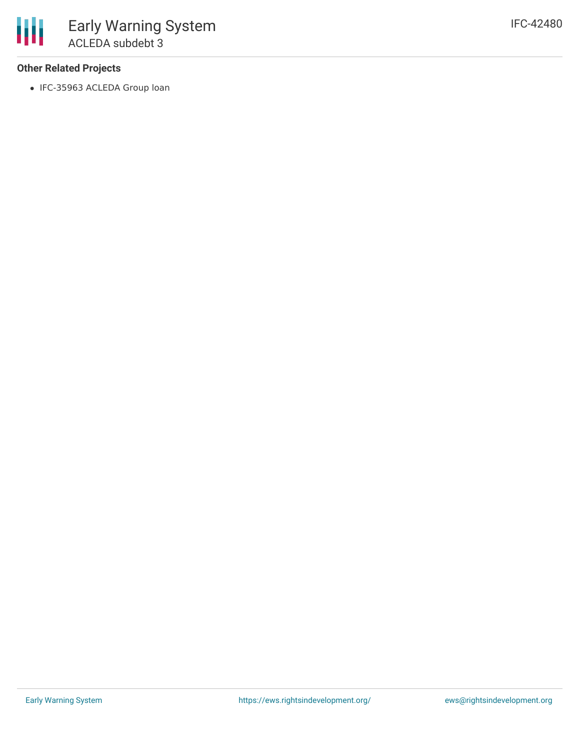**Other Related Projects**

- IFC-35963 ACLEDA Group loan